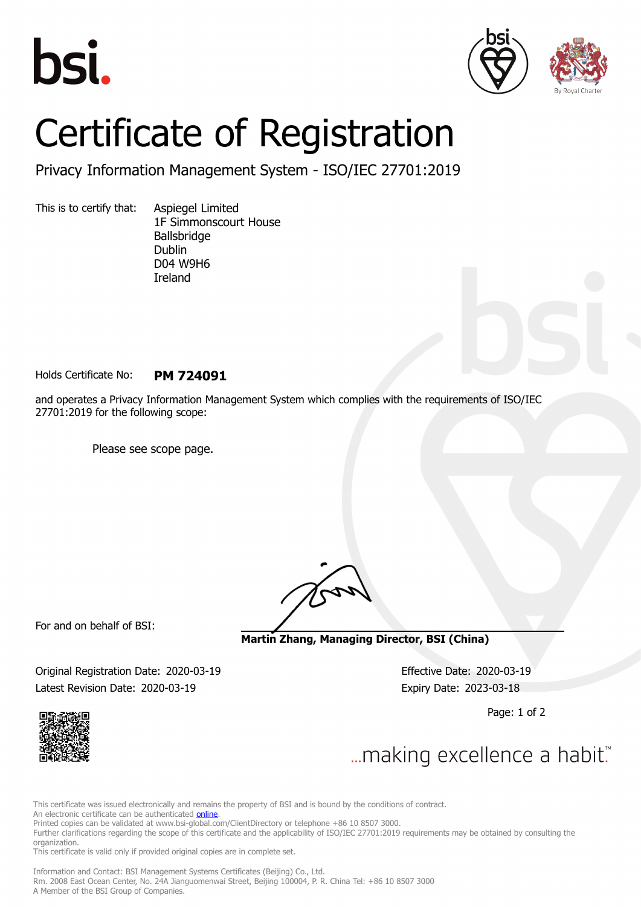# Certificate of Registration

## Privacy Information Management System - ISO/IEC 27701:2019

This is to certify that: Aspiegel Limited
1F Simmonscourt House
Ballsbridge
Dublin
D04 W9H6
Ireland

Holds Certificate No: **PM 724091**

and operates a Privacy Information Management System which complies with the requirements of ISO/IEC 27701:2019 for the following scope:

Please see scope page.

For and on behalf of BSI:

**Martin Zhang, Managing Director, BSI (China)**

Original Registration Date: 2020-03-19

Effective Date: 2020-03-19

Latest Revision Date: 2020-03-19

Expiry Date: 2023-03-18

...making excellence a habit.™

This certificate was issued electronically and remains the property of BSI and is bound by the conditions of contract.
An electronic certificate can be authenticated online.
Printed copies can be validated at www.bsi-global.com/ClientDirectory or telephone +86 10 8507 3000.
Further clarifications regarding the scope of this certificate and the applicability of ISO/IEC 27701:2019 requirements may be obtained by consulting the organization.
This certificate is valid only if provided original copies are in complete set.

Information and Contact: BSI Management Systems Certificates (Beijing) Co., Ltd.
Rm. 2008 East Ocean Center, No. 24A Jianguomenwai Street, Beijing 100004, P. R. China Tel: +86 10 8507 3000
A Member of the BSI Group of Companies.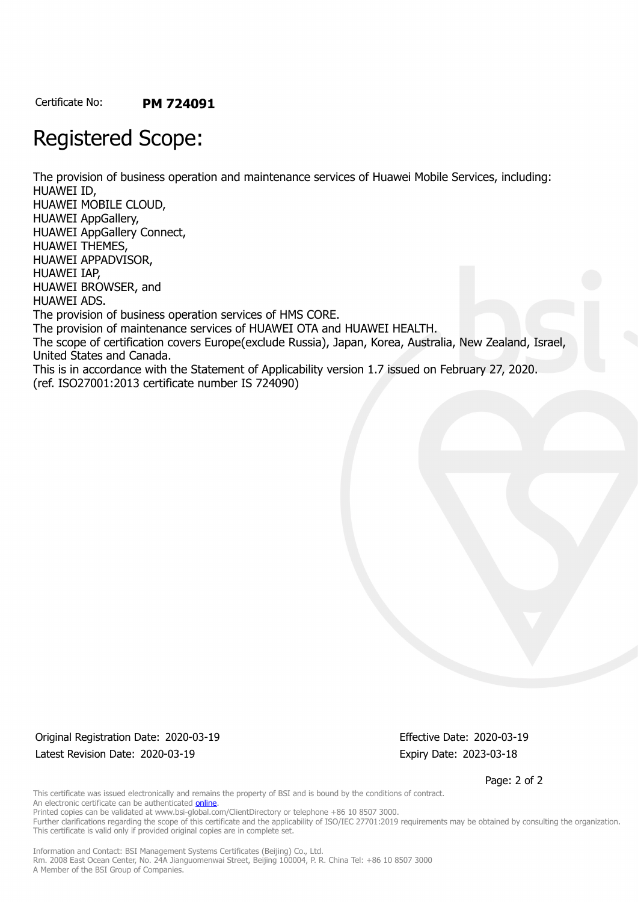Certificate No: **PM 724091**

# Registered Scope:

The provision of business operation and maintenance services of Huawei Mobile Services, including:
HUAWEI ID,
HUAWEI MOBILE CLOUD,
HUAWEI AppGallery,
HUAWEI AppGallery Connect,
HUAWEI THEMES,
HUAWEI APPADVISOR,
HUAWEI IAP,
HUAWEI BROWSER, and
HUAWEI ADS.
The provision of business operation services of HMS CORE.
The provision of maintenance services of HUAWEI OTA and HUAWEI HEALTH.
The scope of certification covers Europe(exclude Russia), Japan, Korea, Australia, New Zealand, Israel, United States and Canada.
This is in accordance with the Statement of Applicability version 1.7 issued on February 27, 2020.
(ref. ISO27001:2013 certificate number IS 724090)

Original Registration Date: 2020-03-19
Latest Revision Date: 2020-03-19

Effective Date: 2020-03-19
Expiry Date: 2023-03-18

This certificate was issued electronically and remains the property of BSI and is bound by the conditions of contract.
An electronic certificate can be authenticated online.
Printed copies can be validated at www.bsi-global.com/ClientDirectory or telephone +86 10 8507 3000.
Further clarifications regarding the scope of this certificate and the applicability of ISO/IEC 27701:2019 requirements may be obtained by consulting the organization.
This certificate is valid only if provided original copies are in complete set.

Information and Contact: BSI Management Systems Certificates (Beijing) Co., Ltd.
Rm. 2008 East Ocean Center, No. 24A Jianguomenwai Street, Beijing 100004, P. R. China Tel: +86 10 8507 3000
A Member of the BSI Group of Companies.